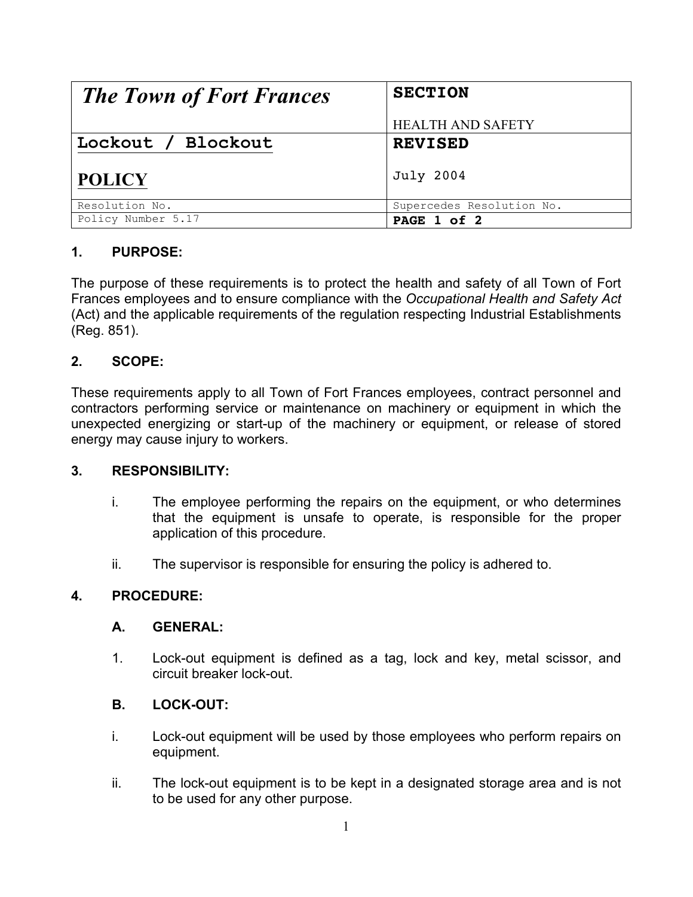| The Town of Fort Frances | SECTION<br><br>HEALTH AND SAFETY |
| --- | --- |
| Lockout / Blockout<br><br>POLICY | REVISED<br><br>July 2004 |
| Resolution No. | Supercedes Resolution No. |
| Policy Number 5.17 | PAGE 1 of 2 |

## 1. PURPOSE:

The purpose of these requirements is to protect the health and safety of all Town of Fort Frances employees and to ensure compliance with the *Occupational Health and Safety Act* (Act) and the applicable requirements of the regulation respecting Industrial Establishments (Reg. 851).

## 2. SCOPE:

These requirements apply to all Town of Fort Frances employees, contract personnel and contractors performing service or maintenance on machinery or equipment in which the unexpected energizing or start-up of the machinery or equipment, or release of stored energy may cause injury to workers.

## 3. RESPONSIBILITY:

i. The employee performing the repairs on the equipment, or who determines that the equipment is unsafe to operate, is responsible for the proper application of this procedure.

ii. The supervisor is responsible for ensuring the policy is adhered to.

## 4. PROCEDURE:

### A. GENERAL:

1. Lock-out equipment is defined as a tag, lock and key, metal scissor, and circuit breaker lock-out.

### B. LOCK-OUT:

i. Lock-out equipment will be used by those employees who perform repairs on equipment.

ii. The lock-out equipment is to be kept in a designated storage area and is not to be used for any other purpose.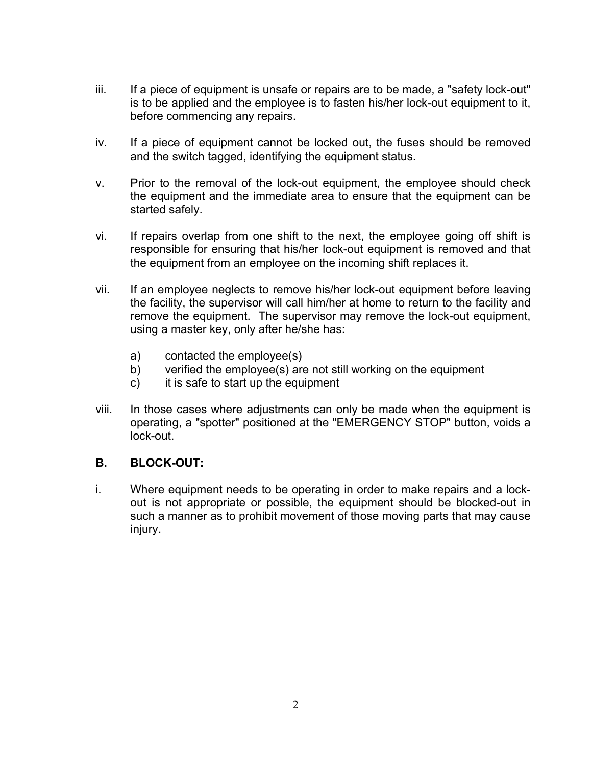iii. If a piece of equipment is unsafe or repairs are to be made, a "safety lock-out" is to be applied and the employee is to fasten his/her lock-out equipment to it, before commencing any repairs.

iv. If a piece of equipment cannot be locked out, the fuses should be removed and the switch tagged, identifying the equipment status.

v. Prior to the removal of the lock-out equipment, the employee should check the equipment and the immediate area to ensure that the equipment can be started safely.

vi. If repairs overlap from one shift to the next, the employee going off shift is responsible for ensuring that his/her lock-out equipment is removed and that the equipment from an employee on the incoming shift replaces it.

vii. If an employee neglects to remove his/her lock-out equipment before leaving the facility, the supervisor will call him/her at home to return to the facility and remove the equipment. The supervisor may remove the lock-out equipment, using a master key, only after he/she has:

   a) contacted the employee(s)
   b) verified the employee(s) are not still working on the equipment
   c) it is safe to start up the equipment

viii. In those cases where adjustments can only be made when the equipment is operating, a "spotter" positioned at the "EMERGENCY STOP" button, voids a lock-out.

### B. BLOCK-OUT:

i. Where equipment needs to be operating in order to make repairs and a lock-out is not appropriate or possible, the equipment should be blocked-out in such a manner as to prohibit movement of those moving parts that may cause injury.